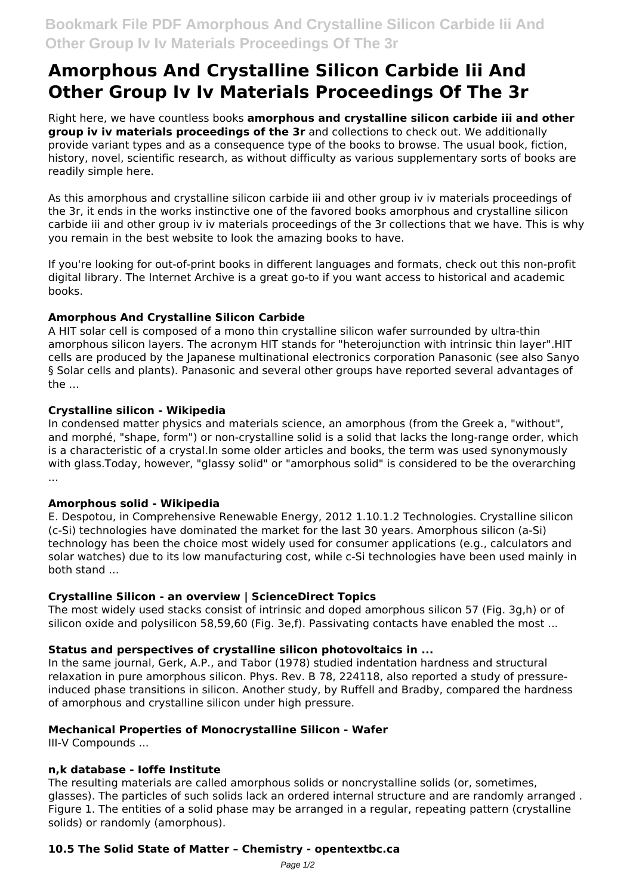# Amorphous And Crystalline Silicon Carbide Iii And Other Group Iv Iv Materials Proceedings Of The 3r

Right here, we have countless books **amorphous and crystalline silicon carbide iii and other group iv iv materials proceedings of the 3r** and collections to check out. We additionally provide variant types and as a consequence type of the books to browse. The usual book, fiction, history, novel, scientific research, as without difficulty as various supplementary sorts of books are readily simple here.

As this amorphous and crystalline silicon carbide iii and other group iv iv materials proceedings of the 3r, it ends in the works instinctive one of the favored books amorphous and crystalline silicon carbide iii and other group iv iv materials proceedings of the 3r collections that we have. This is why you remain in the best website to look the amazing books to have.

If you're looking for out-of-print books in different languages and formats, check out this non-profit digital library. The Internet Archive is a great go-to if you want access to historical and academic books.

### Amorphous And Crystalline Silicon Carbide

A HIT solar cell is composed of a mono thin crystalline silicon wafer surrounded by ultra-thin amorphous silicon layers. The acronym HIT stands for "heterojunction with intrinsic thin layer".HIT cells are produced by the Japanese multinational electronics corporation Panasonic (see also Sanyo § Solar cells and plants). Panasonic and several other groups have reported several advantages of the ...

### Crystalline silicon - Wikipedia

In condensed matter physics and materials science, an amorphous (from the Greek a, "without", and morphé, "shape, form") or non-crystalline solid is a solid that lacks the long-range order, which is a characteristic of a crystal.In some older articles and books, the term was used synonymously with glass.Today, however, "glassy solid" or "amorphous solid" is considered to be the overarching ...

### Amorphous solid - Wikipedia

E. Despotou, in Comprehensive Renewable Energy, 2012 1.10.1.2 Technologies. Crystalline silicon (c-Si) technologies have dominated the market for the last 30 years. Amorphous silicon (a-Si) technology has been the choice most widely used for consumer applications (e.g., calculators and solar watches) due to its low manufacturing cost, while c-Si technologies have been used mainly in both stand ...

### Crystalline Silicon - an overview | ScienceDirect Topics

The most widely used stacks consist of intrinsic and doped amorphous silicon 57 (Fig. 3g,h) or of silicon oxide and polysilicon 58,59,60 (Fig. 3e,f). Passivating contacts have enabled the most ...

### Status and perspectives of crystalline silicon photovoltaics in ...

In the same journal, Gerk, A.P., and Tabor (1978) studied indentation hardness and structural relaxation in pure amorphous silicon. Phys. Rev. B 78, 224118, also reported a study of pressure-induced phase transitions in silicon. Another study, by Ruffell and Bradby, compared the hardness of amorphous and crystalline silicon under high pressure.

### Mechanical Properties of Monocrystalline Silicon - Wafer

III-V Compounds ...

### n,k database - Ioffe Institute

The resulting materials are called amorphous solids or noncrystalline solids (or, sometimes, glasses). The particles of such solids lack an ordered internal structure and are randomly arranged . Figure 1. The entities of a solid phase may be arranged in a regular, repeating pattern (crystalline solids) or randomly (amorphous).

### 10.5 The Solid State of Matter – Chemistry - opentextbc.ca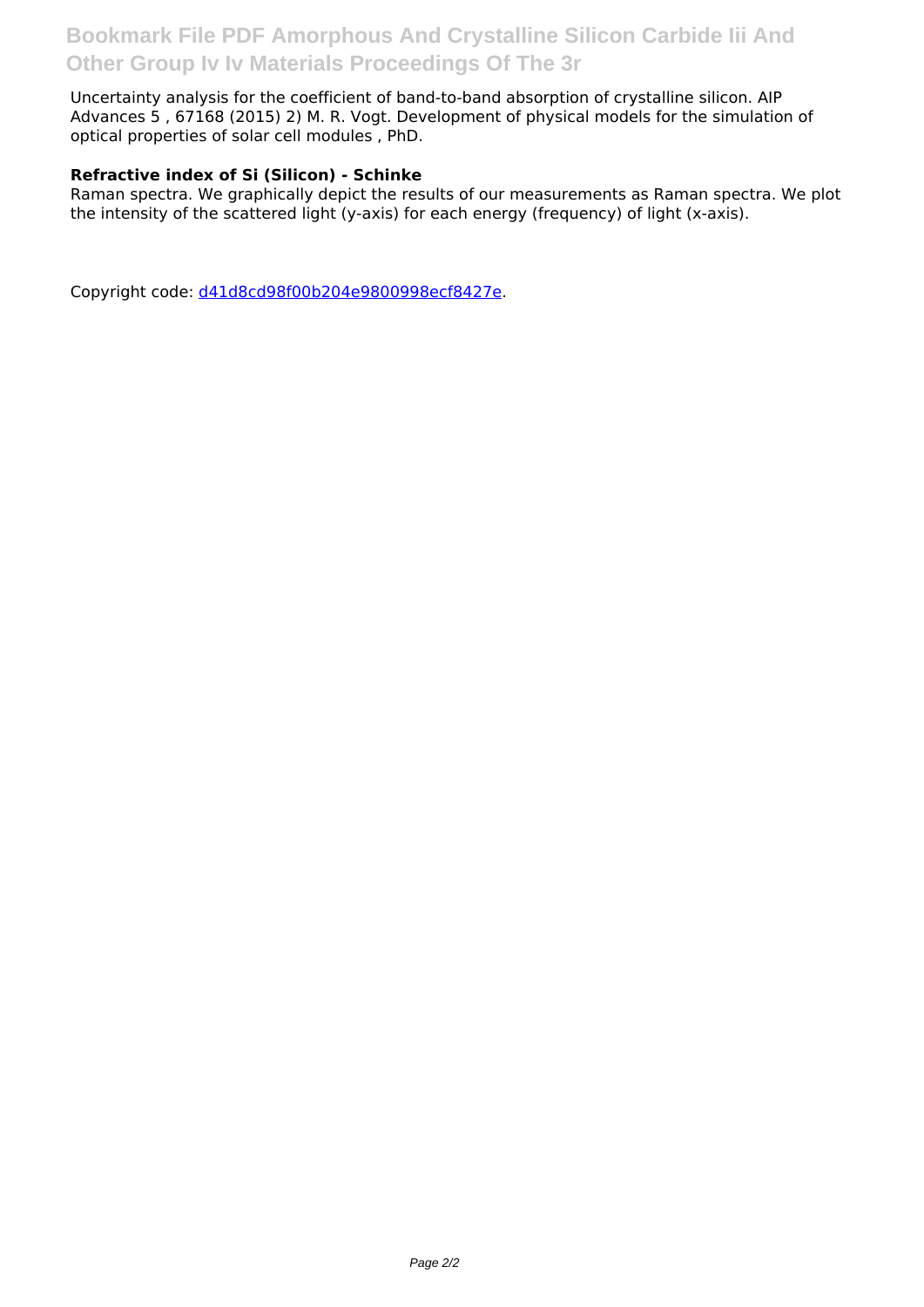Uncertainty analysis for the coefficient of band-to-band absorption of crystalline silicon. AIP Advances 5 , 67168 (2015) 2) M. R. Vogt. Development of physical models for the simulation of optical properties of solar cell modules , PhD.

**Refractive index of Si (Silicon) - Schinke**

Raman spectra. We graphically depict the results of our measurements as Raman spectra. We plot the intensity of the scattered light (y-axis) for each energy (frequency) of light (x-axis).

Copyright code: d41d8cd98f00b204e9800998ecf8427e.